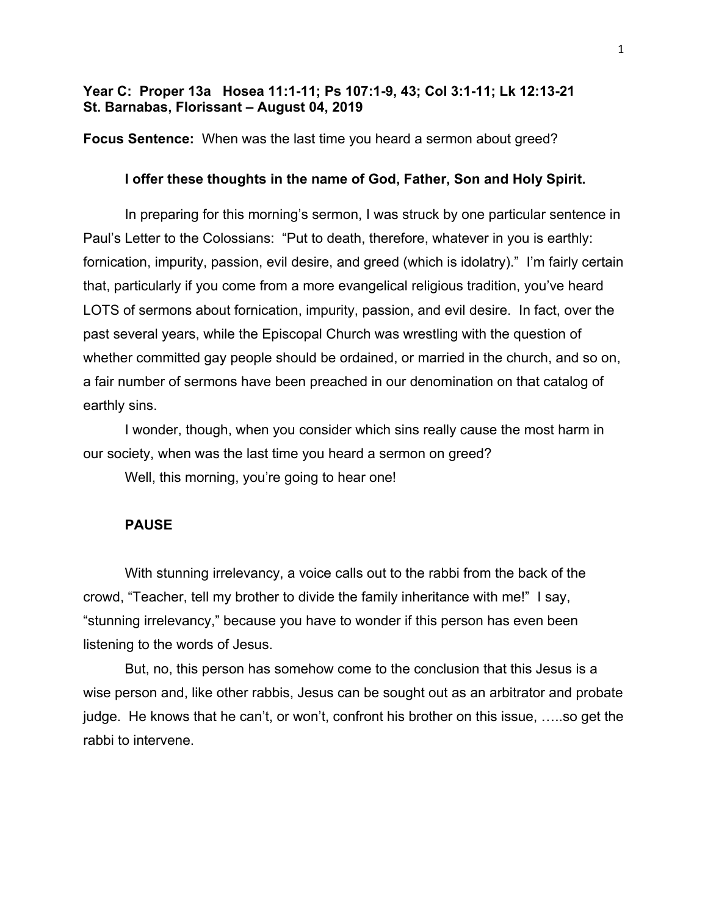**Year C: Proper 13a Hosea 11:1-11; Ps 107:1-9, 43; Col 3:1-11; Lk 12:13-21**
**St. Barnabas, Florissant – August 04, 2019**

**Focus Sentence:** When was the last time you heard a sermon about greed?

**I offer these thoughts in the name of God, Father, Son and Holy Spirit.**

In preparing for this morning's sermon, I was struck by one particular sentence in Paul's Letter to the Colossians: "Put to death, therefore, whatever in you is earthly: fornication, impurity, passion, evil desire, and greed (which is idolatry)." I'm fairly certain that, particularly if you come from a more evangelical religious tradition, you've heard LOTS of sermons about fornication, impurity, passion, and evil desire. In fact, over the past several years, while the Episcopal Church was wrestling with the question of whether committed gay people should be ordained, or married in the church, and so on, a fair number of sermons have been preached in our denomination on that catalog of earthly sins.

I wonder, though, when you consider which sins really cause the most harm in our society, when was the last time you heard a sermon on greed?

Well, this morning, you're going to hear one!

**PAUSE**

With stunning irrelevancy, a voice calls out to the rabbi from the back of the crowd, "Teacher, tell my brother to divide the family inheritance with me!" I say, "stunning irrelevancy," because you have to wonder if this person has even been listening to the words of Jesus.

But, no, this person has somehow come to the conclusion that this Jesus is a wise person and, like other rabbis, Jesus can be sought out as an arbitrator and probate judge. He knows that he can't, or won't, confront his brother on this issue, …..so get the rabbi to intervene.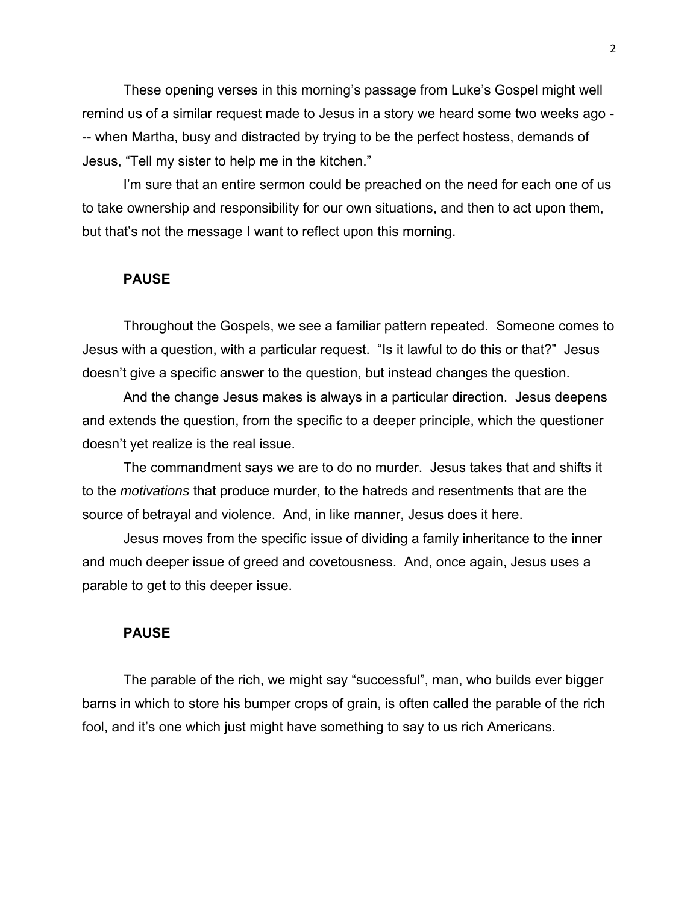These opening verses in this morning's passage from Luke's Gospel might well remind us of a similar request made to Jesus in a story we heard some two weeks ago --- when Martha, busy and distracted by trying to be the perfect hostess, demands of Jesus, "Tell my sister to help me in the kitchen."

I'm sure that an entire sermon could be preached on the need for each one of us to take ownership and responsibility for our own situations, and then to act upon them, but that's not the message I want to reflect upon this morning.

**PAUSE**

Throughout the Gospels, we see a familiar pattern repeated. Someone comes to Jesus with a question, with a particular request. "Is it lawful to do this or that?" Jesus doesn't give a specific answer to the question, but instead changes the question.

And the change Jesus makes is always in a particular direction. Jesus deepens and extends the question, from the specific to a deeper principle, which the questioner doesn't yet realize is the real issue.

The commandment says we are to do no murder. Jesus takes that and shifts it to the *motivations* that produce murder, to the hatreds and resentments that are the source of betrayal and violence. And, in like manner, Jesus does it here.

Jesus moves from the specific issue of dividing a family inheritance to the inner and much deeper issue of greed and covetousness. And, once again, Jesus uses a parable to get to this deeper issue.

**PAUSE**

The parable of the rich, we might say "successful", man, who builds ever bigger barns in which to store his bumper crops of grain, is often called the parable of the rich fool, and it's one which just might have something to say to us rich Americans.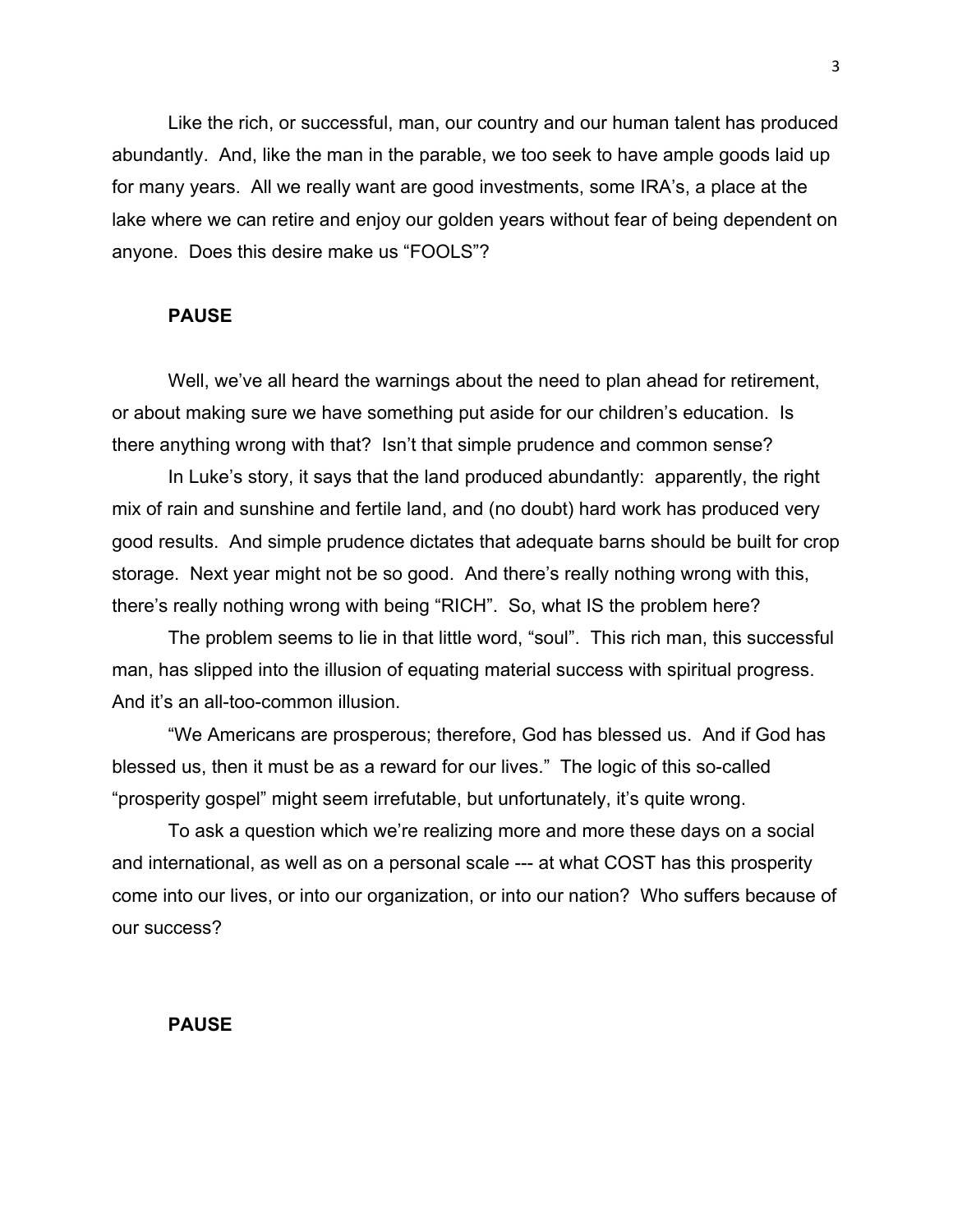Like the rich, or successful, man, our country and our human talent has produced abundantly. And, like the man in the parable, we too seek to have ample goods laid up for many years. All we really want are good investments, some IRA's, a place at the lake where we can retire and enjoy our golden years without fear of being dependent on anyone. Does this desire make us "FOOLS"?

**PAUSE**

Well, we've all heard the warnings about the need to plan ahead for retirement, or about making sure we have something put aside for our children's education. Is there anything wrong with that? Isn't that simple prudence and common sense?

In Luke's story, it says that the land produced abundantly: apparently, the right mix of rain and sunshine and fertile land, and (no doubt) hard work has produced very good results. And simple prudence dictates that adequate barns should be built for crop storage. Next year might not be so good. And there's really nothing wrong with this, there's really nothing wrong with being "RICH". So, what IS the problem here?

The problem seems to lie in that little word, "soul". This rich man, this successful man, has slipped into the illusion of equating material success with spiritual progress. And it's an all-too-common illusion.

"We Americans are prosperous; therefore, God has blessed us. And if God has blessed us, then it must be as a reward for our lives." The logic of this so-called "prosperity gospel" might seem irrefutable, but unfortunately, it's quite wrong.

To ask a question which we're realizing more and more these days on a social and international, as well as on a personal scale --- at what COST has this prosperity come into our lives, or into our organization, or into our nation? Who suffers because of our success?

**PAUSE**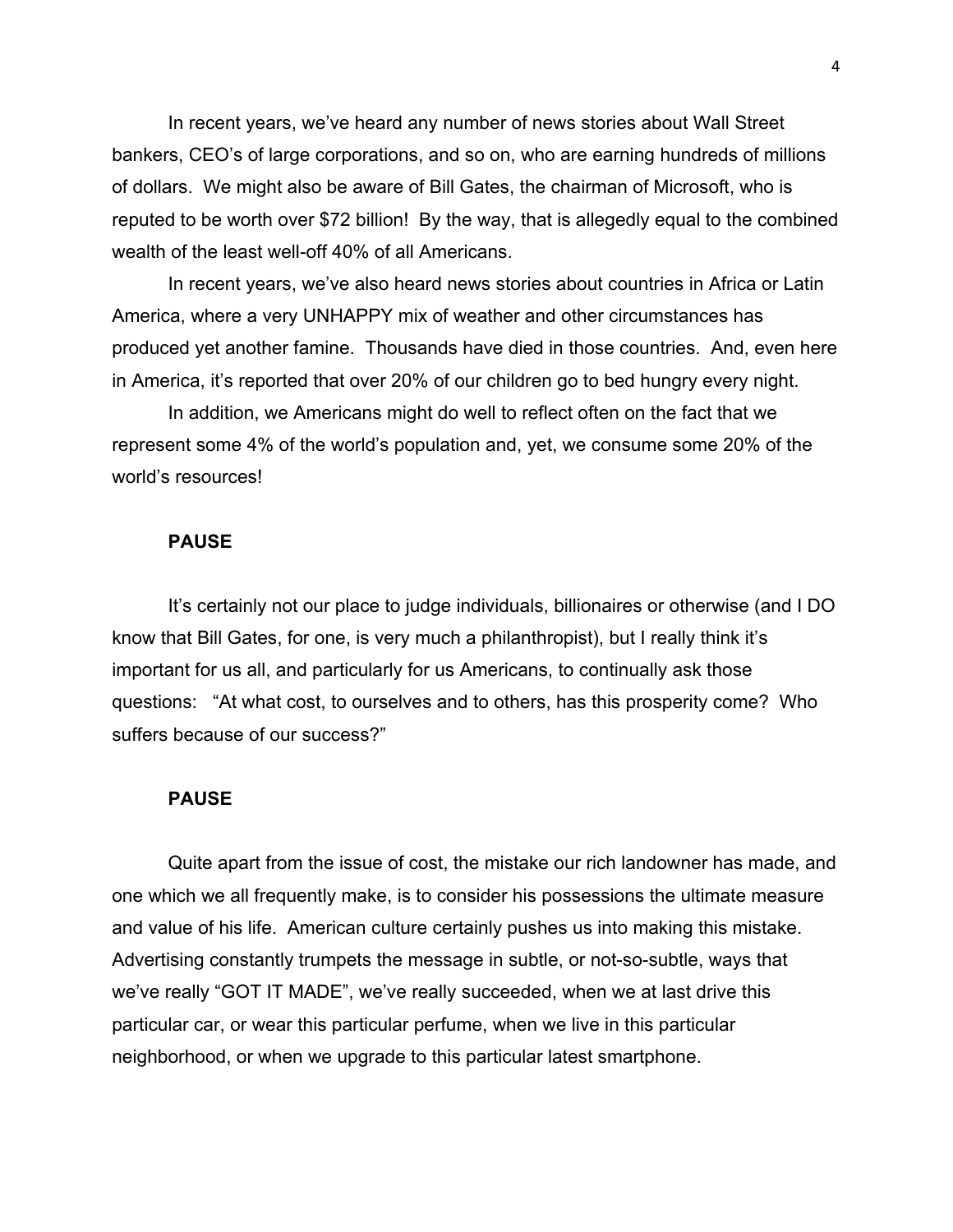In recent years, we've heard any number of news stories about Wall Street bankers, CEO's of large corporations, and so on, who are earning hundreds of millions of dollars. We might also be aware of Bill Gates, the chairman of Microsoft, who is reputed to be worth over $72 billion! By the way, that is allegedly equal to the combined wealth of the least well-off 40% of all Americans.

In recent years, we've also heard news stories about countries in Africa or Latin America, where a very UNHAPPY mix of weather and other circumstances has produced yet another famine. Thousands have died in those countries. And, even here in America, it's reported that over 20% of our children go to bed hungry every night.

In addition, we Americans might do well to reflect often on the fact that we represent some 4% of the world's population and, yet, we consume some 20% of the world's resources!

**PAUSE**

It's certainly not our place to judge individuals, billionaires or otherwise (and I DO know that Bill Gates, for one, is very much a philanthropist), but I really think it's important for us all, and particularly for us Americans, to continually ask those questions: "At what cost, to ourselves and to others, has this prosperity come? Who suffers because of our success?"

**PAUSE**

Quite apart from the issue of cost, the mistake our rich landowner has made, and one which we all frequently make, is to consider his possessions the ultimate measure and value of his life. American culture certainly pushes us into making this mistake. Advertising constantly trumpets the message in subtle, or not-so-subtle, ways that we've really "GOT IT MADE", we've really succeeded, when we at last drive this particular car, or wear this particular perfume, when we live in this particular neighborhood, or when we upgrade to this particular latest smartphone.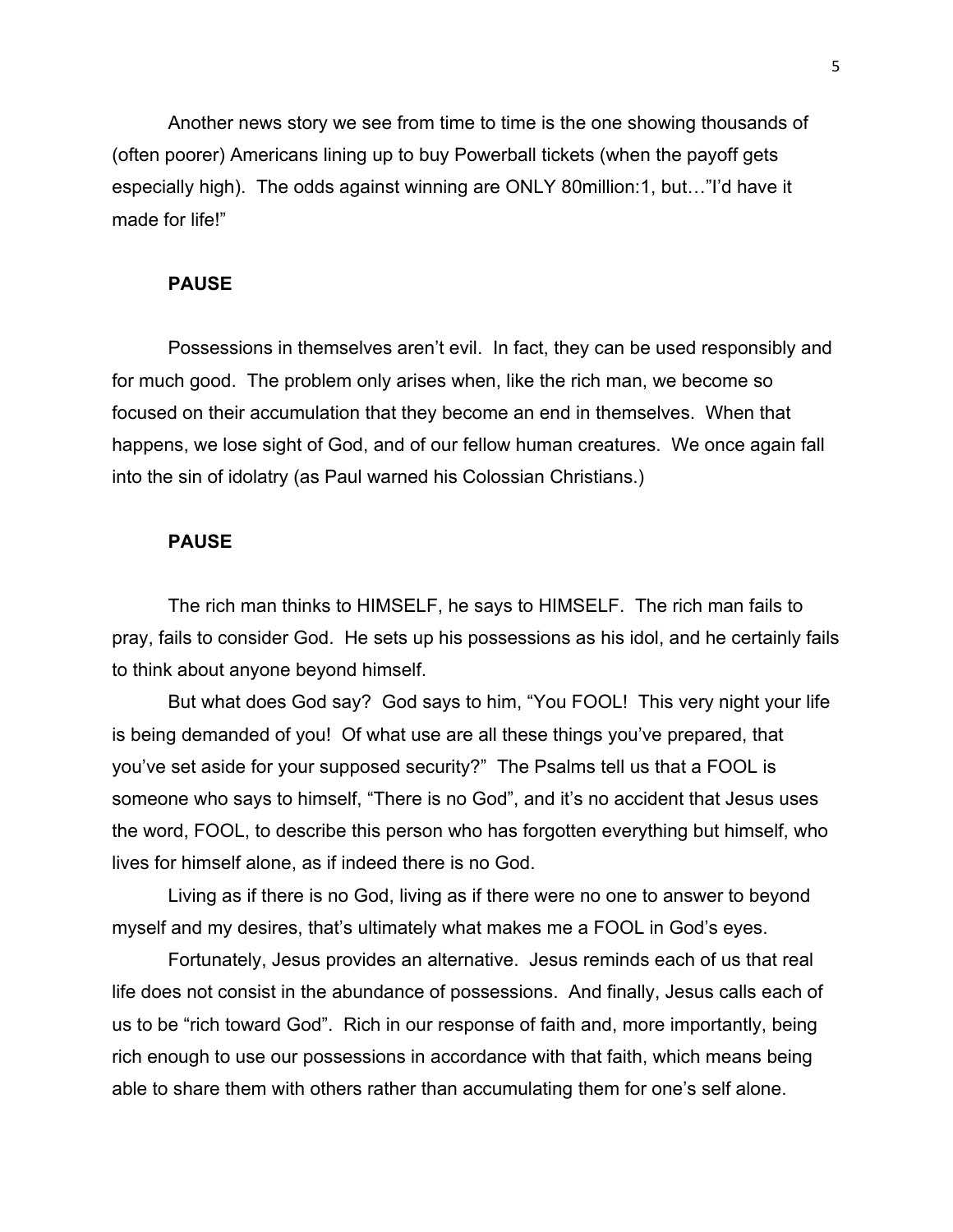Another news story we see from time to time is the one showing thousands of (often poorer) Americans lining up to buy Powerball tickets (when the payoff gets especially high). The odds against winning are ONLY 80million:1, but…"I'd have it made for life!"

**PAUSE**

Possessions in themselves aren't evil. In fact, they can be used responsibly and for much good. The problem only arises when, like the rich man, we become so focused on their accumulation that they become an end in themselves. When that happens, we lose sight of God, and of our fellow human creatures. We once again fall into the sin of idolatry (as Paul warned his Colossian Christians.)

**PAUSE**

The rich man thinks to HIMSELF, he says to HIMSELF. The rich man fails to pray, fails to consider God. He sets up his possessions as his idol, and he certainly fails to think about anyone beyond himself.

But what does God say? God says to him, "You FOOL! This very night your life is being demanded of you! Of what use are all these things you've prepared, that you've set aside for your supposed security?" The Psalms tell us that a FOOL is someone who says to himself, "There is no God", and it's no accident that Jesus uses the word, FOOL, to describe this person who has forgotten everything but himself, who lives for himself alone, as if indeed there is no God.

Living as if there is no God, living as if there were no one to answer to beyond myself and my desires, that's ultimately what makes me a FOOL in God's eyes.

Fortunately, Jesus provides an alternative. Jesus reminds each of us that real life does not consist in the abundance of possessions. And finally, Jesus calls each of us to be "rich toward God". Rich in our response of faith and, more importantly, being rich enough to use our possessions in accordance with that faith, which means being able to share them with others rather than accumulating them for one's self alone.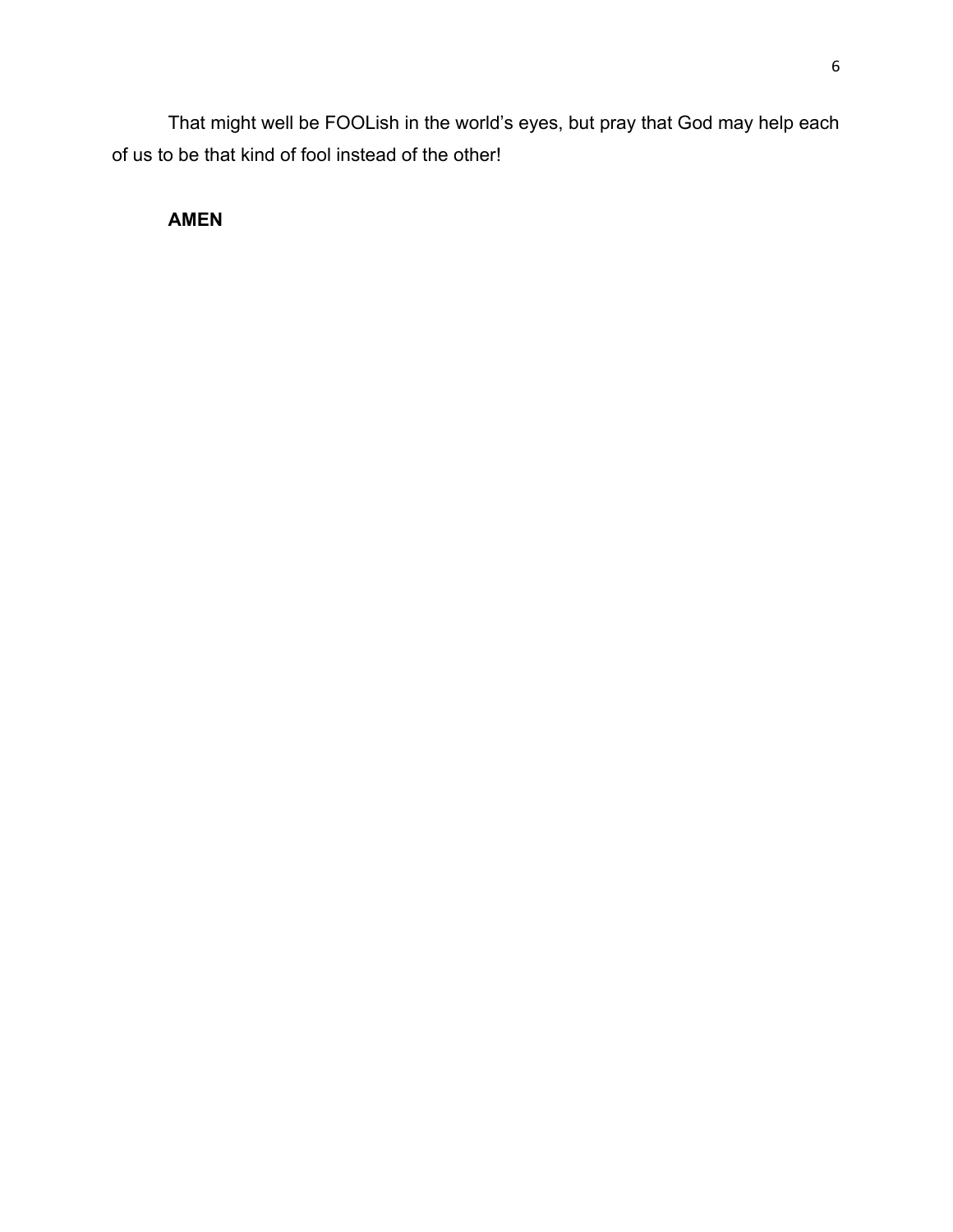That might well be FOOLish in the world's eyes, but pray that God may help each of us to be that kind of fool instead of the other!

**AMEN**